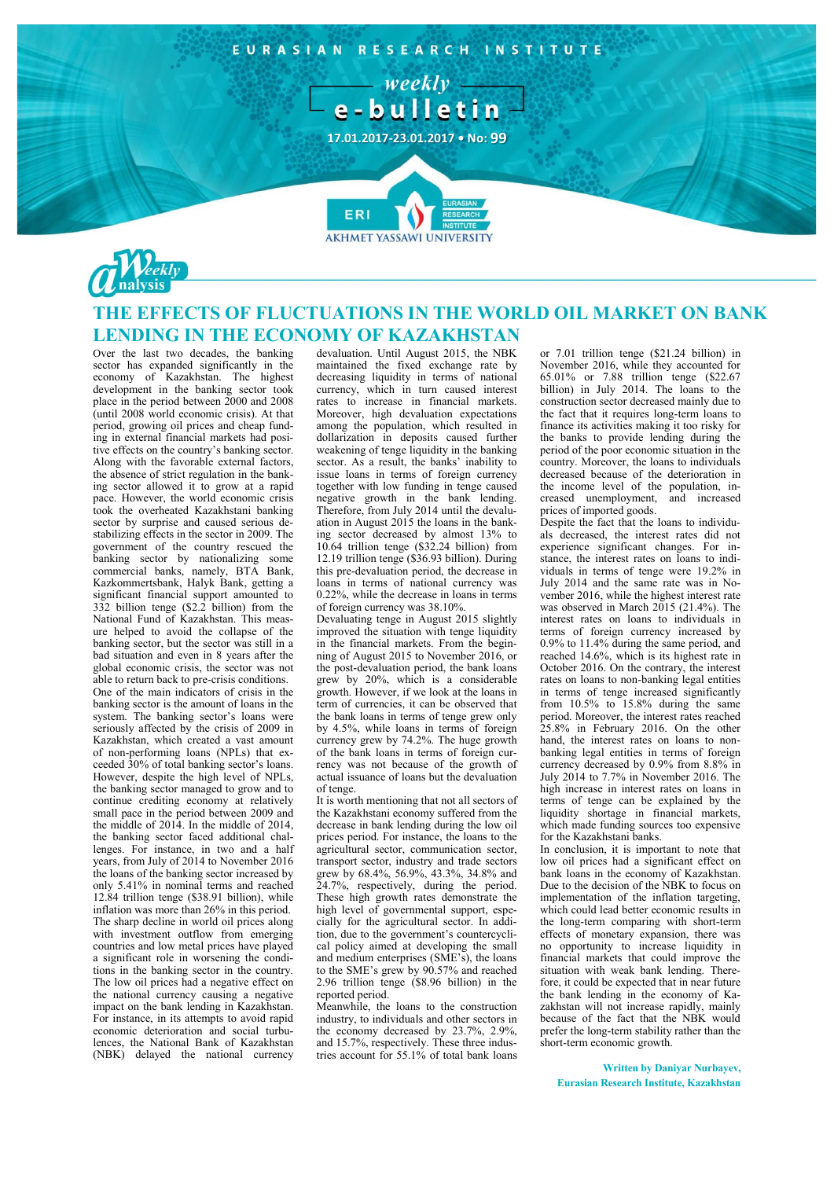EURASIAN RESEARCH INSTITUTE

*weekly*

**e-bulletin**

17.01.2017-23.01.2017 • No: 99

Weekly analysis

# THE EFFECTS OF FLUCTUATIONS IN THE WORLD OIL MARKET ON BANK LENDING IN THE ECONOMY OF KAZAKHSTAN

Over the last two decades, the banking sector has expanded significantly in the economy of Kazakhstan. The highest development in the banking sector took place in the period between 2000 and 2008 (until 2008 world economic crisis). At that period, growing oil prices and cheap funding in external financial markets had positive effects on the country's banking sector. Along with the favorable external factors, the absence of strict regulation in the banking sector allowed it to grow at a rapid pace. However, the world economic crisis took the overheated Kazakhstani banking sector by surprise and caused serious destabilizing effects in the sector in 2009. The government of the country rescued the banking sector by nationalizing some commercial banks, namely, BTA Bank, Kazkommertsbank, Halyk Bank, getting a significant financial support amounted to 332 billion tenge ($2.2 billion) from the National Fund of Kazakhstan. This measure helped to avoid the collapse of the banking sector, but the sector was still in a bad situation and even in 8 years after the global economic crisis, the sector was not able to return back to pre-crisis conditions.

One of the main indicators of crisis in the banking sector is the amount of loans in the system. The banking sector's loans were seriously affected by the crisis of 2009 in Kazakhstan, which created a vast amount of non-performing loans (NPLs) that exceeded 30% of total banking sector's loans. However, despite the high level of NPLs, the banking sector managed to grow and to continue crediting economy at relatively small pace in the period between 2009 and the middle of 2014. In the middle of 2014, the banking sector faced additional challenges. For instance, in two and a half years, from July of 2014 to November 2016 the loans of the banking sector increased by only 5.41% in nominal terms and reached 12.84 trillion tenge ($38.91 billion), while inflation was more than 26% in this period.

The sharp decline in world oil prices along with investment outflow from emerging countries and low metal prices have played a significant role in worsening the conditions in the banking sector in the country. The low oil prices had a negative effect on the national currency causing a negative impact on the bank lending in Kazakhstan. For instance, in its attempts to avoid rapid economic deterioration and social turbulences, the National Bank of Kazakhstan (NBK) delayed the national currency devaluation. Until August 2015, the NBK maintained the fixed exchange rate by decreasing liquidity in terms of national currency, which in turn caused interest rates to increase in financial markets. Moreover, high devaluation expectations among the population, which resulted in dollarization in deposits caused further weakening of tenge liquidity in the banking sector. As a result, the banks' inability to issue loans in terms of foreign currency together with low funding in tenge caused negative growth in the bank lending. Therefore, from July 2014 until the devaluation in August 2015 the loans in the banking sector decreased by almost 13% to 10.64 trillion tenge ($32.24 billion) from 12.19 trillion tenge ($36.93 billion). During this pre-devaluation period, the decrease in loans in terms of national currency was 0.22%, while the decrease in loans in terms of foreign currency was 38.10%.

Devaluating tenge in August 2015 slightly improved the situation with tenge liquidity in the financial markets. From the beginning of August 2015 to November 2016, or the post-devaluation period, the bank loans grew by 20%, which is a considerable growth. However, if we look at the loans in term of currencies, it can be observed that the bank loans in terms of tenge grew only by 4.5%, while loans in terms of foreign currency grew by 74.2%. The huge growth of the bank loans in terms of foreign currency was not because of the growth of actual issuance of loans but the devaluation of tenge.

It is worth mentioning that not all sectors of the Kazakhstani economy suffered from the decrease in bank lending during the low oil prices period. For instance, the loans to the agricultural sector, communication sector, transport sector, industry and trade sectors grew by 68.4%, 56.9%, 43.3%, 34.8% and 24.7%, respectively, during the period. These high growth rates demonstrate the high level of governmental support, especially for the agricultural sector. In addition, due to the government's countercyclical policy aimed at developing the small and medium enterprises (SME's), the loans to the SME's grew by 90.57% and reached 2.96 trillion tenge ($8.96 billion) in the reported period.

Meanwhile, the loans to the construction industry, to individuals and other sectors in the economy decreased by 23.7%, 2.9%, and 15.7%, respectively. These three industries account for 55.1% of total bank loans or 7.01 trillion tenge ($21.24 billion) in November 2016, while they accounted for 65.01% or 7.88 trillion tenge ($22.67 billion) in July 2014. The loans to the construction sector decreased mainly due to the fact that it requires long-term loans to finance its activities making it too risky for the banks to provide lending during the period of the poor economic situation in the country. Moreover, the loans to individuals decreased because of the deterioration in the income level of the population, increased unemployment, and increased prices of imported goods.

Despite the fact that the loans to individuals decreased, the interest rates did not experience significant changes. For instance, the interest rates on loans to individuals in terms of tenge were 19.2% in July 2014 and the same rate was in November 2016, while the highest interest rate was observed in March 2015 (21.4%). The interest rates on loans to individuals in terms of foreign currency increased by 0.9% to 11.4% during the same period, and reached 14.6%, which is its highest rate in October 2016. On the contrary, the interest rates on loans to non-banking legal entities in terms of tenge increased significantly from 10.5% to 15.8% during the same period. Moreover, the interest rates reached 25.8% in February 2016. On the other hand, the interest rates on loans to non-banking legal entities in terms of foreign currency decreased by 0.9% from 8.8% in July 2014 to 7.7% in November 2016. The high increase in interest rates on loans in terms of tenge can be explained by the liquidity shortage in financial markets, which made funding sources too expensive for the Kazakhstani banks.

In conclusion, it is important to note that low oil prices had a significant effect on bank loans in the economy of Kazakhstan. Due to the decision of the NBK to focus on implementation of the inflation targeting, which could lead better economic results in the long-term comparing with short-term effects of monetary expansion, there was no opportunity to increase liquidity in financial markets that could improve the situation with weak bank lending. Therefore, it could be expected that in near future the bank lending in the economy of Kazakhstan will not increase rapidly, mainly because of the fact that the NBK would prefer the long-term stability rather than the short-term economic growth.

**Written by Daniyar Nurbayev,**
**Eurasian Research Institute, Kazakhstan**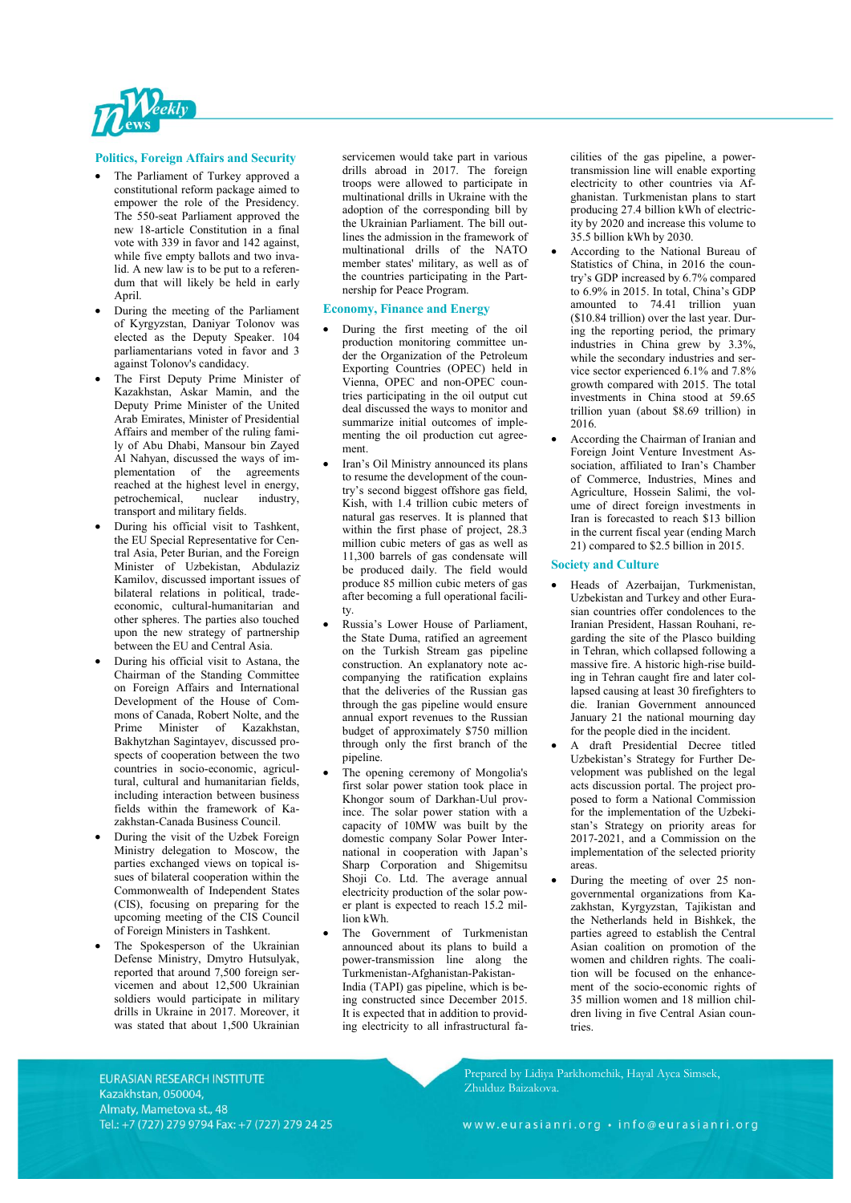## Politics, Foreign Affairs and Security

- The Parliament of Turkey approved a constitutional reform package aimed to empower the role of the Presidency. The 550-seat Parliament approved the new 18-article Constitution in a final vote with 339 in favor and 142 against, while five empty ballots and two invalid. A new law is to be put to a referendum that will likely be held in early April.
- During the meeting of the Parliament of Kyrgyzstan, Daniyar Tolonov was elected as the Deputy Speaker. 104 parliamentarians voted in favor and 3 against Tolonov's candidacy.
- The First Deputy Prime Minister of Kazakhstan, Askar Mamin, and the Deputy Prime Minister of the United Arab Emirates, Minister of Presidential Affairs and member of the ruling family of Abu Dhabi, Mansour bin Zayed Al Nahyan, discussed the ways of implementation of the agreements reached at the highest level in energy, petrochemical, nuclear industry, transport and military fields.
- During his official visit to Tashkent, the EU Special Representative for Central Asia, Peter Burian, and the Foreign Minister of Uzbekistan, Abdulaziz Kamilov, discussed important issues of bilateral relations in political, trade-economic, cultural-humanitarian and other spheres. The parties also touched upon the new strategy of partnership between the EU and Central Asia.
- During his official visit to Astana, the Chairman of the Standing Committee on Foreign Affairs and International Development of the House of Commons of Canada, Robert Nolte, and the Prime Minister of Kazakhstan, Bakhytzhan Sagintayev, discussed prospects of cooperation between the two countries in socio-economic, agricultural, cultural and humanitarian fields, including interaction between business fields within the framework of Kazakhstan-Canada Business Council.
- During the visit of the Uzbek Foreign Ministry delegation to Moscow, the parties exchanged views on topical issues of bilateral cooperation within the Commonwealth of Independent States (CIS), focusing on preparing for the upcoming meeting of the CIS Council of Foreign Ministers in Tashkent.
- The Spokesperson of the Ukrainian Defense Ministry, Dmytro Hutsulyak, reported that around 7,500 foreign servicemen and about 12,500 Ukrainian soldiers would participate in military drills in Ukraine in 2017. Moreover, it was stated that about 1,500 Ukrainian servicemen would take part in various drills abroad in 2017. The foreign troops were allowed to participate in multinational drills in Ukraine with the adoption of the corresponding bill by the Ukrainian Parliament. The bill outlines the admission in the framework of multinational drills of the NATO member states' military, as well as of the countries participating in the Partnership for Peace Program.

## Economy, Finance and Energy

- During the first meeting of the oil production monitoring committee under the Organization of the Petroleum Exporting Countries (OPEC) held in Vienna, OPEC and non-OPEC countries participating in the oil output cut deal discussed the ways to monitor and summarize initial outcomes of implementing the oil production cut agreement.
- Iran's Oil Ministry announced its plans to resume the development of the country's second biggest offshore gas field, Kish, with 1.4 trillion cubic meters of natural gas reserves. It is planned that within the first phase of project, 28.3 million cubic meters of gas as well as 11,300 barrels of gas condensate will be produced daily. The field would produce 85 million cubic meters of gas after becoming a full operational facility.
- Russia's Lower House of Parliament, the State Duma, ratified an agreement on the Turkish Stream gas pipeline construction. An explanatory note accompanying the ratification explains that the deliveries of the Russian gas through the gas pipeline would increase annual export revenues to the Russian budget of approximately $750 million through only the first branch of the pipeline.
- The opening ceremony of Mongolia's first solar power station took place in Khongor soum of Darkhan-Uul province. The solar power station with a capacity of 10MW was built by the domestic company Solar Power International in cooperation with Japan's Sharp Corporation and Shigemitsu Shoji Co. Ltd. The average annual electricity production of the solar power plant is expected to reach 15.2 million kWh.
- The Government of Turkmenistan announced about its plans to build a power-transmission line along the Turkmenistan-Afghanistan-Pakistan-India (TAPI) gas pipeline, which is being constructed since December 2015. It is expected that in addition to providing electricity to all infrastructural facilities of the gas pipeline, a power-transmission line will enable exporting electricity to other countries via Afghanistan. Turkmenistan plans to start producing 27.4 billion kWh of electricity by 2020 and increase this volume to 35.5 billion kWh by 2030.
- According to the National Bureau of Statistics of China, in 2016 the country's GDP increased by 6.7% compared to 6.9% in 2015. In total, China's GDP amounted to 74.41 trillion yuan ($10.84 trillion) over the last year. During the reporting period, the primary industries in China grew by 3.3%, while the secondary industries and service sector experienced 6.1% and 7.8% growth compared with 2015. The total investments in China stood at 59.65 trillion yuan (about $8.69 trillion) in 2016.
- According the Chairman of Iranian and Foreign Joint Venture Investment Association, affiliated to Iran's Chamber of Commerce, Industries, Mines and Agriculture, Hossein Salimi, the volume of direct foreign investments in Iran is forecasted to reach $13 billion in the current fiscal year (ending March 21) compared to $2.5 billion in 2015.

## Society and Culture

- Heads of Azerbaijan, Turkmenistan, Uzbekistan and Turkey and other Eurasian countries offer condolences to the Iranian President, Hassan Rouhani, regarding the site of the Plasco building in Tehran, which collapsed following a massive fire. A historic high-rise building in Tehran caught fire and later collapsed causing at least 30 firefighters to die. Iranian Government announced January 21 the national mourning day for the people died in the incident.
- A draft Presidential Decree titled Uzbekistan's Strategy for Further Development was published on the legal acts discussion portal. The project proposed to form a National Commission for the implementation of the Uzbekistan's Strategy on priority areas for 2017-2021, and a Commission on the implementation of the selected priority areas.
- During the meeting of over 25 non-governmental organizations from Kazakhstan, Kyrgyzstan, Tajikistan and the Netherlands held in Bishkek, the parties agreed to establish the Central Asian coalition on promotion of the women and children rights. The coalition will be focused on the enhancement of the socio-economic rights of 35 million women and 18 million children living in five Central Asian countries.

EURASIAN RESEARCH INSTITUTE
Kazakhstan, 050004,
Almaty, Mametova st., 48
Tel.: +7 (727) 279 9794 Fax: +7 (727) 279 24 25

Prepared by Lidiya Parkhomchik, Hayal Ayca Simsek, Zhulduz Baizakova.

www.eurasianri.org • info@eurasianri.org